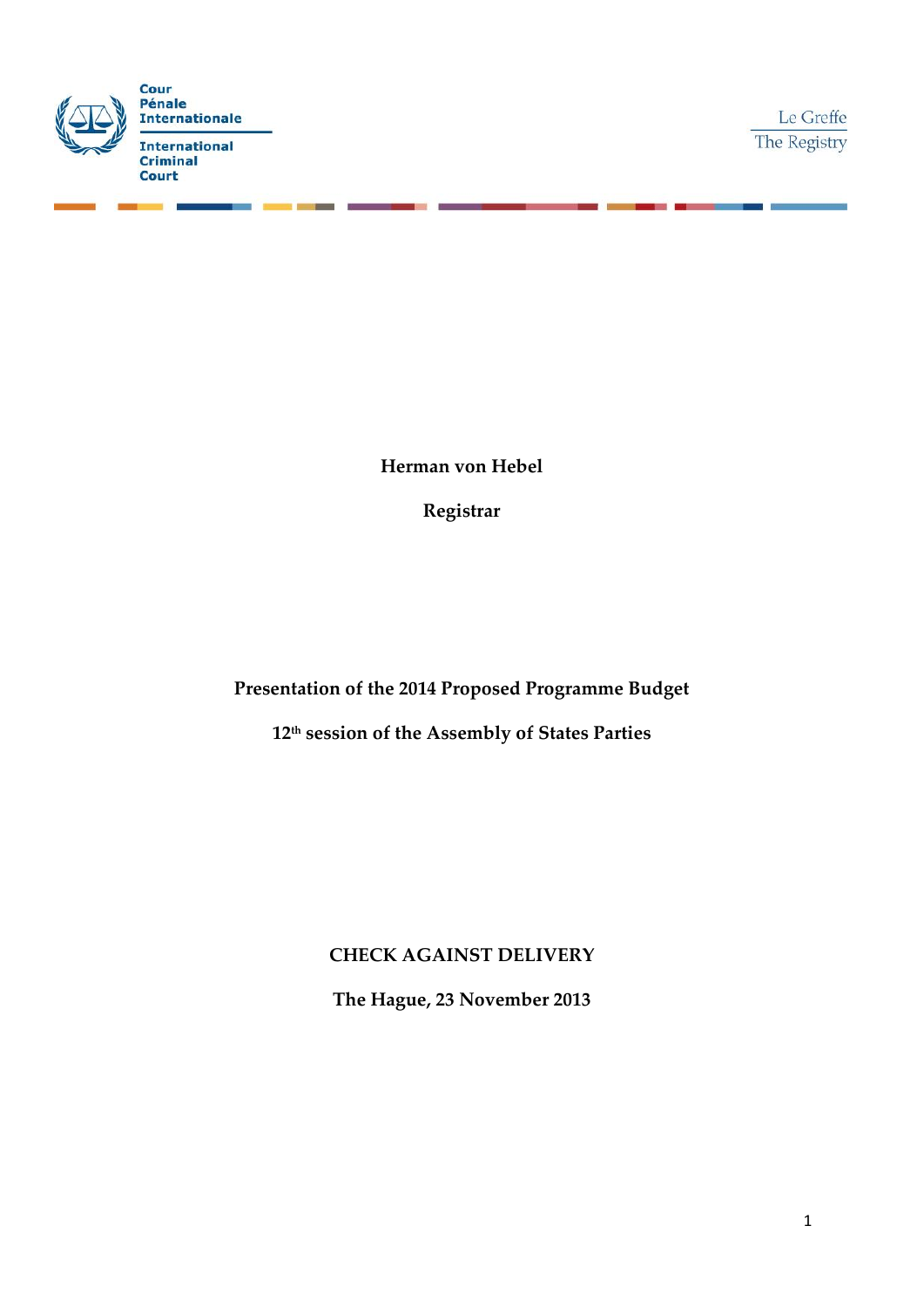Cour Pénale Internationale

International Criminal Court

Le Greffe
The Registry

**Herman von Hebel**

**Registrar**

**Presentation of the 2014 Proposed Programme Budget**

**12th session of the Assembly of States Parties**

**CHECK AGAINST DELIVERY**

**The Hague, 23 November 2013**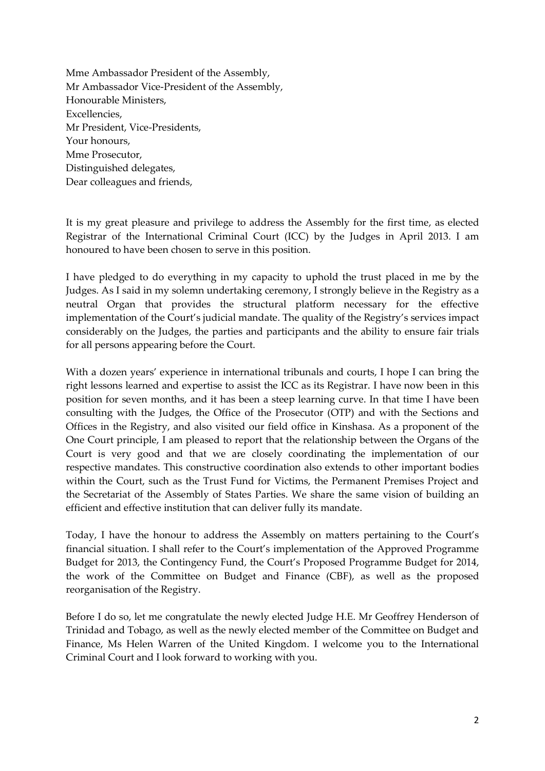Mme Ambassador President of the Assembly,
Mr Ambassador Vice-President of the Assembly,
Honourable Ministers,
Excellencies,
Mr President, Vice-Presidents,
Your honours,
Mme Prosecutor,
Distinguished delegates,
Dear colleagues and friends,

It is my great pleasure and privilege to address the Assembly for the first time, as elected Registrar of the International Criminal Court (ICC) by the Judges in April 2013. I am honoured to have been chosen to serve in this position.

I have pledged to do everything in my capacity to uphold the trust placed in me by the Judges. As I said in my solemn undertaking ceremony, I strongly believe in the Registry as a neutral Organ that provides the structural platform necessary for the effective implementation of the Court's judicial mandate. The quality of the Registry's services impact considerably on the Judges, the parties and participants and the ability to ensure fair trials for all persons appearing before the Court.

With a dozen years' experience in international tribunals and courts, I hope I can bring the right lessons learned and expertise to assist the ICC as its Registrar. I have now been in this position for seven months, and it has been a steep learning curve. In that time I have been consulting with the Judges, the Office of the Prosecutor (OTP) and with the Sections and Offices in the Registry, and also visited our field office in Kinshasa. As a proponent of the One Court principle, I am pleased to report that the relationship between the Organs of the Court is very good and that we are closely coordinating the implementation of our respective mandates. This constructive coordination also extends to other important bodies within the Court, such as the Trust Fund for Victims, the Permanent Premises Project and the Secretariat of the Assembly of States Parties. We share the same vision of building an efficient and effective institution that can deliver fully its mandate.

Today, I have the honour to address the Assembly on matters pertaining to the Court's financial situation. I shall refer to the Court's implementation of the Approved Programme Budget for 2013, the Contingency Fund, the Court's Proposed Programme Budget for 2014, the work of the Committee on Budget and Finance (CBF), as well as the proposed reorganisation of the Registry.

Before I do so, let me congratulate the newly elected Judge H.E. Mr Geoffrey Henderson of Trinidad and Tobago, as well as the newly elected member of the Committee on Budget and Finance, Ms Helen Warren of the United Kingdom. I welcome you to the International Criminal Court and I look forward to working with you.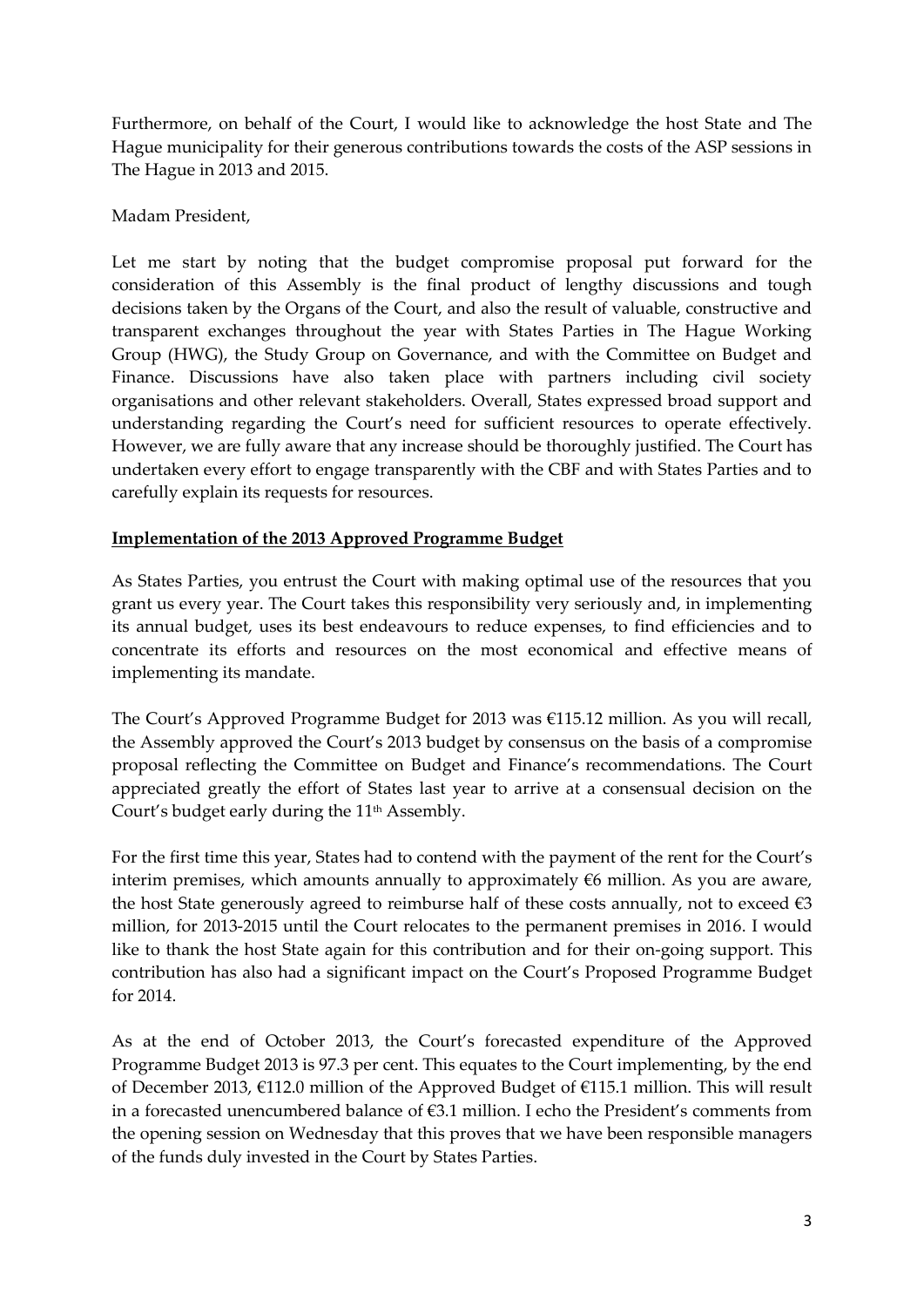Furthermore, on behalf of the Court, I would like to acknowledge the host State and The Hague municipality for their generous contributions towards the costs of the ASP sessions in The Hague in 2013 and 2015.

Madam President,

Let me start by noting that the budget compromise proposal put forward for the consideration of this Assembly is the final product of lengthy discussions and tough decisions taken by the Organs of the Court, and also the result of valuable, constructive and transparent exchanges throughout the year with States Parties in The Hague Working Group (HWG), the Study Group on Governance, and with the Committee on Budget and Finance. Discussions have also taken place with partners including civil society organisations and other relevant stakeholders. Overall, States expressed broad support and understanding regarding the Court's need for sufficient resources to operate effectively. However, we are fully aware that any increase should be thoroughly justified. The Court has undertaken every effort to engage transparently with the CBF and with States Parties and to carefully explain its requests for resources.

**Implementation of the 2013 Approved Programme Budget**

As States Parties, you entrust the Court with making optimal use of the resources that you grant us every year. The Court takes this responsibility very seriously and, in implementing its annual budget, uses its best endeavours to reduce expenses, to find efficiencies and to concentrate its efforts and resources on the most economical and effective means of implementing its mandate.

The Court's Approved Programme Budget for 2013 was €115.12 million. As you will recall, the Assembly approved the Court's 2013 budget by consensus on the basis of a compromise proposal reflecting the Committee on Budget and Finance's recommendations. The Court appreciated greatly the effort of States last year to arrive at a consensual decision on the Court's budget early during the 11th Assembly.

For the first time this year, States had to contend with the payment of the rent for the Court's interim premises, which amounts annually to approximately €6 million. As you are aware, the host State generously agreed to reimburse half of these costs annually, not to exceed €3 million, for 2013-2015 until the Court relocates to the permanent premises in 2016. I would like to thank the host State again for this contribution and for their on-going support. This contribution has also had a significant impact on the Court's Proposed Programme Budget for 2014.

As at the end of October 2013, the Court's forecasted expenditure of the Approved Programme Budget 2013 is 97.3 per cent. This equates to the Court implementing, by the end of December 2013, €112.0 million of the Approved Budget of €115.1 million. This will result in a forecasted unencumbered balance of €3.1 million. I echo the President's comments from the opening session on Wednesday that this proves that we have been responsible managers of the funds duly invested in the Court by States Parties.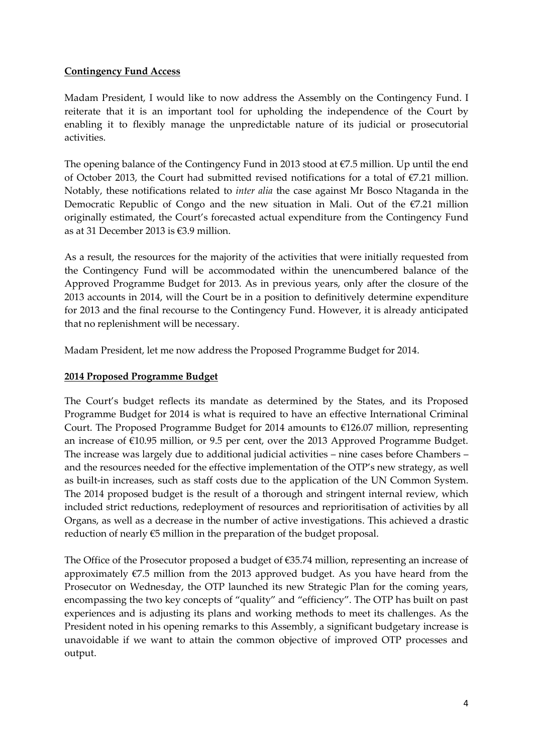**Contingency Fund Access**

Madam President, I would like to now address the Assembly on the Contingency Fund. I reiterate that it is an important tool for upholding the independence of the Court by enabling it to flexibly manage the unpredictable nature of its judicial or prosecutorial activities.

The opening balance of the Contingency Fund in 2013 stood at €7.5 million. Up until the end of October 2013, the Court had submitted revised notifications for a total of €7.21 million. Notably, these notifications related to *inter alia* the case against Mr Bosco Ntaganda in the Democratic Republic of Congo and the new situation in Mali. Out of the €7.21 million originally estimated, the Court's forecasted actual expenditure from the Contingency Fund as at 31 December 2013 is €3.9 million.

As a result, the resources for the majority of the activities that were initially requested from the Contingency Fund will be accommodated within the unencumbered balance of the Approved Programme Budget for 2013. As in previous years, only after the closure of the 2013 accounts in 2014, will the Court be in a position to definitively determine expenditure for 2013 and the final recourse to the Contingency Fund. However, it is already anticipated that no replenishment will be necessary.

Madam President, let me now address the Proposed Programme Budget for 2014.

**2014 Proposed Programme Budget**

The Court's budget reflects its mandate as determined by the States, and its Proposed Programme Budget for 2014 is what is required to have an effective International Criminal Court. The Proposed Programme Budget for 2014 amounts to €126.07 million, representing an increase of €10.95 million, or 9.5 per cent, over the 2013 Approved Programme Budget. The increase was largely due to additional judicial activities – nine cases before Chambers – and the resources needed for the effective implementation of the OTP's new strategy, as well as built-in increases, such as staff costs due to the application of the UN Common System. The 2014 proposed budget is the result of a thorough and stringent internal review, which included strict reductions, redeployment of resources and reprioritisation of activities by all Organs, as well as a decrease in the number of active investigations. This achieved a drastic reduction of nearly €5 million in the preparation of the budget proposal.

The Office of the Prosecutor proposed a budget of €35.74 million, representing an increase of approximately €7.5 million from the 2013 approved budget. As you have heard from the Prosecutor on Wednesday, the OTP launched its new Strategic Plan for the coming years, encompassing the two key concepts of "quality" and "efficiency". The OTP has built on past experiences and is adjusting its plans and working methods to meet its challenges. As the President noted in his opening remarks to this Assembly, a significant budgetary increase is unavoidable if we want to attain the common objective of improved OTP processes and output.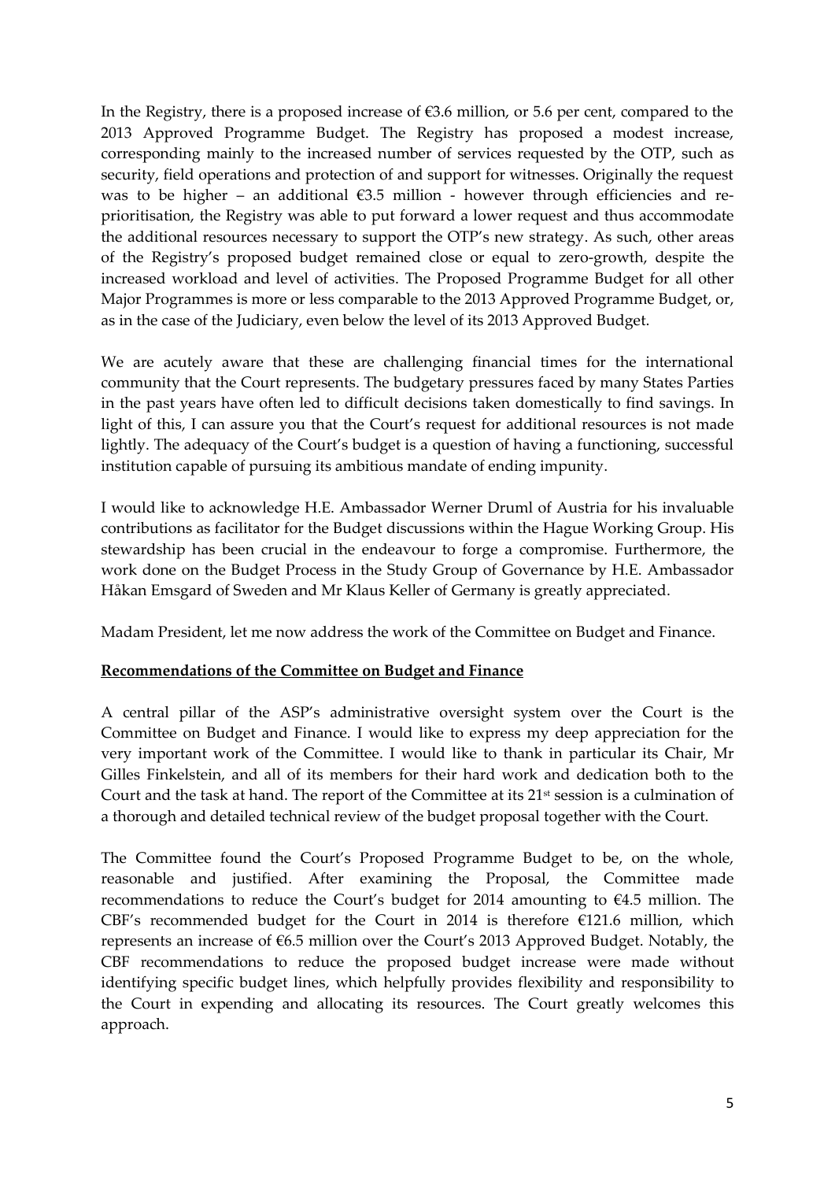In the Registry, there is a proposed increase of €3.6 million, or 5.6 per cent, compared to the 2013 Approved Programme Budget. The Registry has proposed a modest increase, corresponding mainly to the increased number of services requested by the OTP, such as security, field operations and protection of and support for witnesses. Originally the request was to be higher – an additional €3.5 million - however through efficiencies and re-prioritisation, the Registry was able to put forward a lower request and thus accommodate the additional resources necessary to support the OTP's new strategy. As such, other areas of the Registry's proposed budget remained close or equal to zero-growth, despite the increased workload and level of activities. The Proposed Programme Budget for all other Major Programmes is more or less comparable to the 2013 Approved Programme Budget, or, as in the case of the Judiciary, even below the level of its 2013 Approved Budget.

We are acutely aware that these are challenging financial times for the international community that the Court represents. The budgetary pressures faced by many States Parties in the past years have often led to difficult decisions taken domestically to find savings. In light of this, I can assure you that the Court's request for additional resources is not made lightly. The adequacy of the Court's budget is a question of having a functioning, successful institution capable of pursuing its ambitious mandate of ending impunity.

I would like to acknowledge H.E. Ambassador Werner Druml of Austria for his invaluable contributions as facilitator for the Budget discussions within the Hague Working Group. His stewardship has been crucial in the endeavour to forge a compromise. Furthermore, the work done on the Budget Process in the Study Group of Governance by H.E. Ambassador Håkan Emsgard of Sweden and Mr Klaus Keller of Germany is greatly appreciated.

Madam President, let me now address the work of the Committee on Budget and Finance.

**Recommendations of the Committee on Budget and Finance**

A central pillar of the ASP's administrative oversight system over the Court is the Committee on Budget and Finance. I would like to express my deep appreciation for the very important work of the Committee. I would like to thank in particular its Chair, Mr Gilles Finkelstein, and all of its members for their hard work and dedication both to the Court and the task at hand. The report of the Committee at its 21st session is a culmination of a thorough and detailed technical review of the budget proposal together with the Court.

The Committee found the Court's Proposed Programme Budget to be, on the whole, reasonable and justified. After examining the Proposal, the Committee made recommendations to reduce the Court's budget for 2014 amounting to €4.5 million. The CBF's recommended budget for the Court in 2014 is therefore €121.6 million, which represents an increase of €6.5 million over the Court's 2013 Approved Budget. Notably, the CBF recommendations to reduce the proposed budget increase were made without identifying specific budget lines, which helpfully provides flexibility and responsibility to the Court in expending and allocating its resources. The Court greatly welcomes this approach.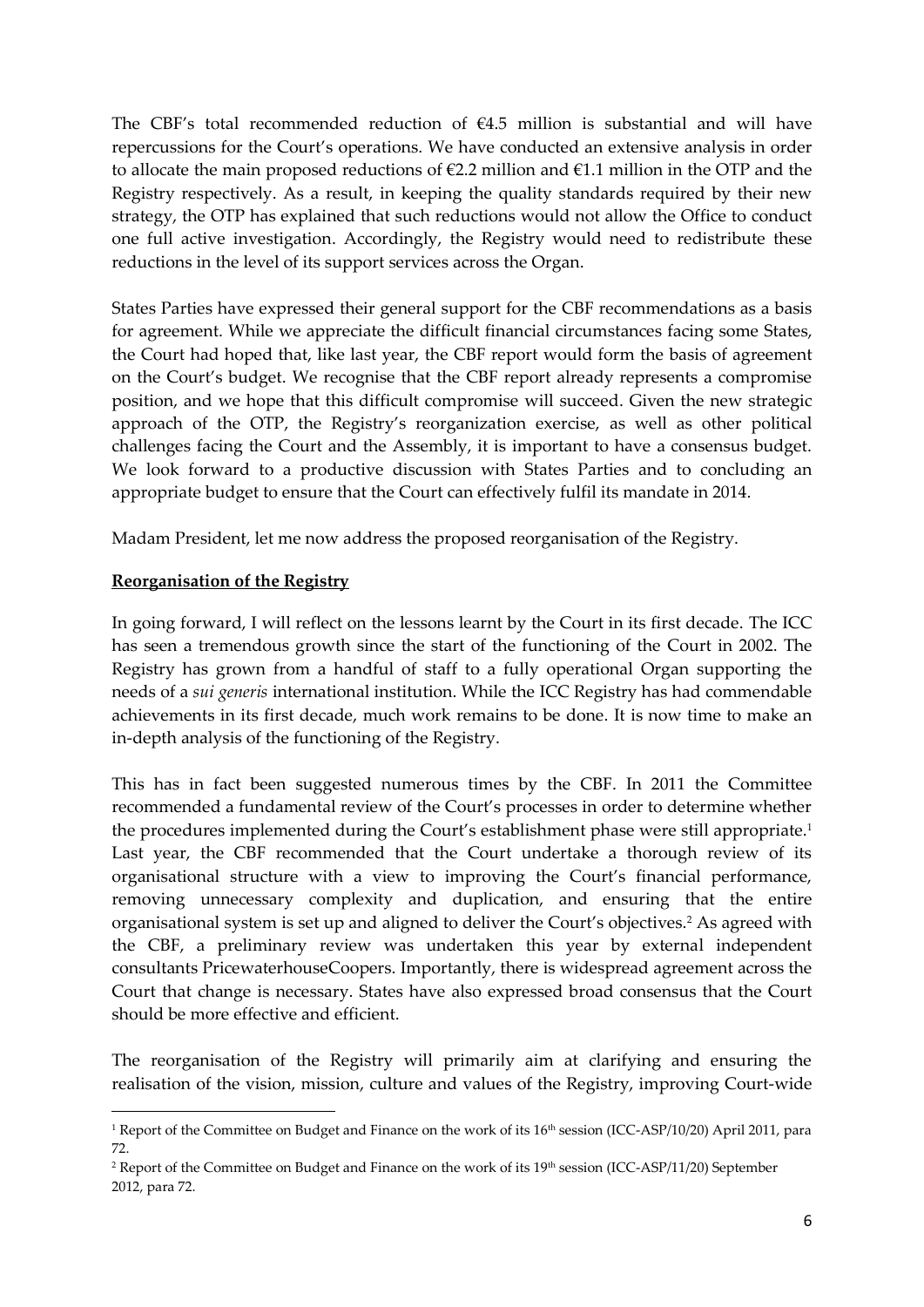The CBF's total recommended reduction of €4.5 million is substantial and will have repercussions for the Court's operations. We have conducted an extensive analysis in order to allocate the main proposed reductions of €2.2 million and €1.1 million in the OTP and the Registry respectively. As a result, in keeping the quality standards required by their new strategy, the OTP has explained that such reductions would not allow the Office to conduct one full active investigation. Accordingly, the Registry would need to redistribute these reductions in the level of its support services across the Organ.

States Parties have expressed their general support for the CBF recommendations as a basis for agreement. While we appreciate the difficult financial circumstances facing some States, the Court had hoped that, like last year, the CBF report would form the basis of agreement on the Court's budget. We recognise that the CBF report already represents a compromise position, and we hope that this difficult compromise will succeed. Given the new strategic approach of the OTP, the Registry's reorganization exercise, as well as other political challenges facing the Court and the Assembly, it is important to have a consensus budget. We look forward to a productive discussion with States Parties and to concluding an appropriate budget to ensure that the Court can effectively fulfil its mandate in 2014.

Madam President, let me now address the proposed reorganisation of the Registry.

**Reorganisation of the Registry**

In going forward, I will reflect on the lessons learnt by the Court in its first decade. The ICC has seen a tremendous growth since the start of the functioning of the Court in 2002. The Registry has grown from a handful of staff to a fully operational Organ supporting the needs of a *sui generis* international institution. While the ICC Registry has had commendable achievements in its first decade, much work remains to be done. It is now time to make an in-depth analysis of the functioning of the Registry.

This has in fact been suggested numerous times by the CBF. In 2011 the Committee recommended a fundamental review of the Court's processes in order to determine whether the procedures implemented during the Court's establishment phase were still appropriate.[1] Last year, the CBF recommended that the Court undertake a thorough review of its organisational structure with a view to improving the Court's financial performance, removing unnecessary complexity and duplication, and ensuring that the entire organisational system is set up and aligned to deliver the Court's objectives.[2] As agreed with the CBF, a preliminary review was undertaken this year by external independent consultants PricewaterhouseCoopers. Importantly, there is widespread agreement across the Court that change is necessary. States have also expressed broad consensus that the Court should be more effective and efficient.

The reorganisation of the Registry will primarily aim at clarifying and ensuring the realisation of the vision, mission, culture and values of the Registry, improving Court-wide

---

[1] Report of the Committee on Budget and Finance on the work of its 16th session (ICC-ASP/10/20) April 2011, para 72.

[2] Report of the Committee on Budget and Finance on the work of its 19th session (ICC-ASP/11/20) September 2012, para 72.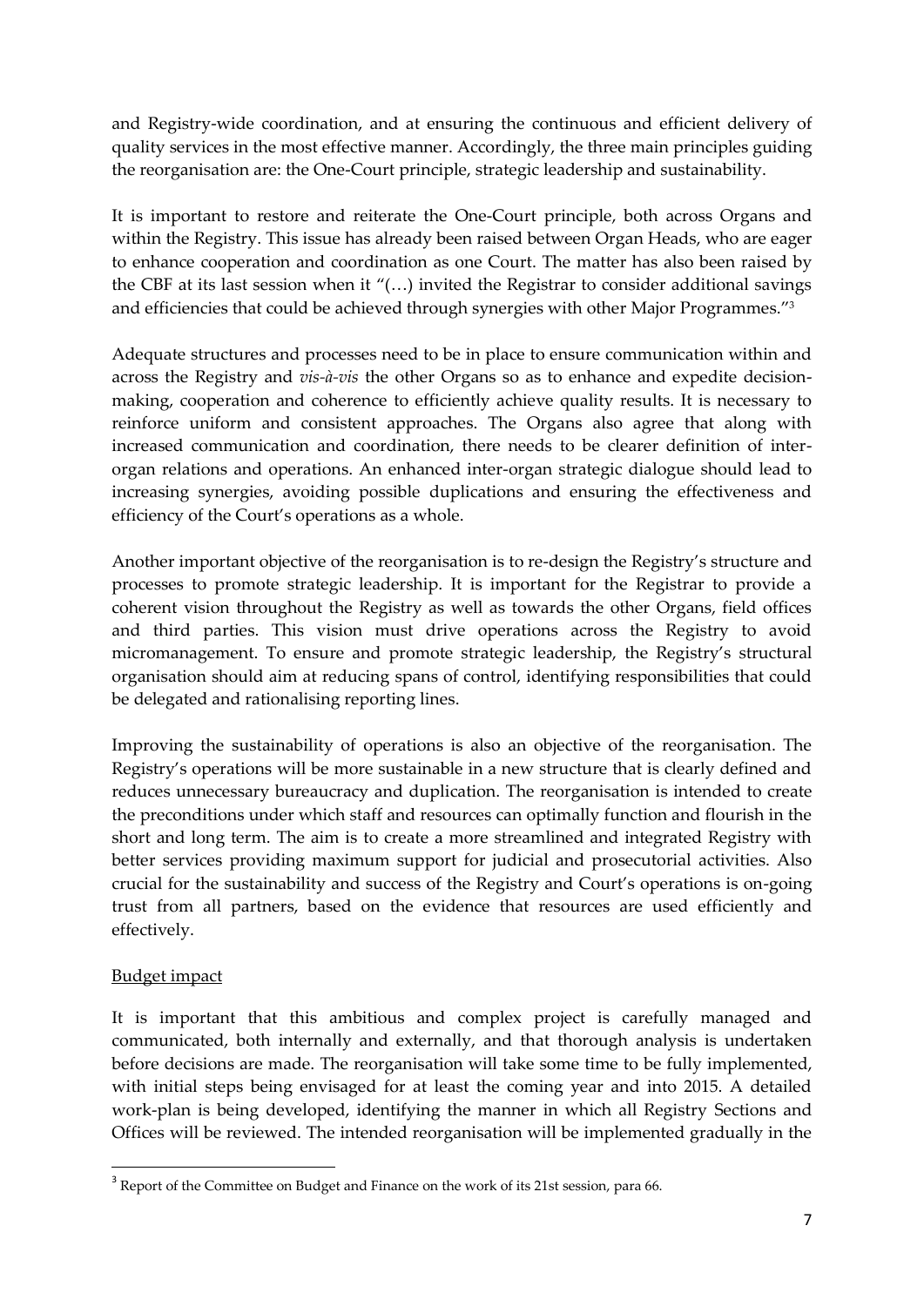and Registry-wide coordination, and at ensuring the continuous and efficient delivery of quality services in the most effective manner. Accordingly, the three main principles guiding the reorganisation are: the One-Court principle, strategic leadership and sustainability.

It is important to restore and reiterate the One-Court principle, both across Organs and within the Registry. This issue has already been raised between Organ Heads, who are eager to enhance cooperation and coordination as one Court. The matter has also been raised by the CBF at its last session when it "(…) invited the Registrar to consider additional savings and efficiencies that could be achieved through synergies with other Major Programmes."[3]

Adequate structures and processes need to be in place to ensure communication within and across the Registry and *vis-à-vis* the other Organs so as to enhance and expedite decision-making, cooperation and coherence to efficiently achieve quality results. It is necessary to reinforce uniform and consistent approaches. The Organs also agree that along with increased communication and coordination, there needs to be clearer definition of inter-organ relations and operations. An enhanced inter-organ strategic dialogue should lead to increasing synergies, avoiding possible duplications and ensuring the effectiveness and efficiency of the Court's operations as a whole.

Another important objective of the reorganisation is to re-design the Registry's structure and processes to promote strategic leadership. It is important for the Registrar to provide a coherent vision throughout the Registry as well as towards the other Organs, field offices and third parties. This vision must drive operations across the Registry to avoid micromanagement. To ensure and promote strategic leadership, the Registry's structural organisation should aim at reducing spans of control, identifying responsibilities that could be delegated and rationalising reporting lines.

Improving the sustainability of operations is also an objective of the reorganisation. The Registry's operations will be more sustainable in a new structure that is clearly defined and reduces unnecessary bureaucracy and duplication. The reorganisation is intended to create the preconditions under which staff and resources can optimally function and flourish in the short and long term. The aim is to create a more streamlined and integrated Registry with better services providing maximum support for judicial and prosecutorial activities. Also crucial for the sustainability and success of the Registry and Court's operations is on-going trust from all partners, based on the evidence that resources are used efficiently and effectively.

<u>Budget impact</u>

It is important that this ambitious and complex project is carefully managed and communicated, both internally and externally, and that thorough analysis is undertaken before decisions are made. The reorganisation will take some time to be fully implemented, with initial steps being envisaged for at least the coming year and into 2015. A detailed work-plan is being developed, identifying the manner in which all Registry Sections and Offices will be reviewed. The intended reorganisation will be implemented gradually in the

---

[3] Report of the Committee on Budget and Finance on the work of its 21st session, para 66.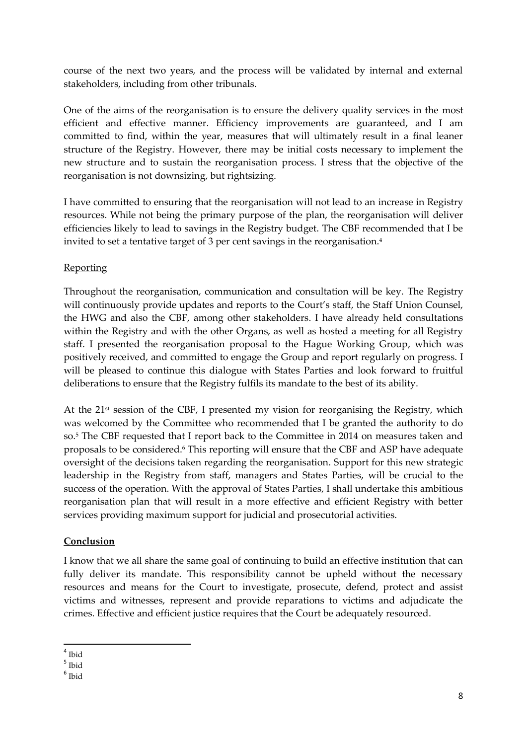course of the next two years, and the process will be validated by internal and external stakeholders, including from other tribunals.

One of the aims of the reorganisation is to ensure the delivery quality services in the most efficient and effective manner. Efficiency improvements are guaranteed, and I am committed to find, within the year, measures that will ultimately result in a final leaner structure of the Registry. However, there may be initial costs necessary to implement the new structure and to sustain the reorganisation process. I stress that the objective of the reorganisation is not downsizing, but rightsizing.

I have committed to ensuring that the reorganisation will not lead to an increase in Registry resources. While not being the primary purpose of the plan, the reorganisation will deliver efficiencies likely to lead to savings in the Registry budget. The CBF recommended that I be invited to set a tentative target of 3 per cent savings in the reorganisation.[4]

<u>Reporting</u>

Throughout the reorganisation, communication and consultation will be key. The Registry will continuously provide updates and reports to the Court's staff, the Staff Union Counsel, the HWG and also the CBF, among other stakeholders. I have already held consultations within the Registry and with the other Organs, as well as hosted a meeting for all Registry staff. I presented the reorganisation proposal to the Hague Working Group, which was positively received, and committed to engage the Group and report regularly on progress. I will be pleased to continue this dialogue with States Parties and look forward to fruitful deliberations to ensure that the Registry fulfils its mandate to the best of its ability.

At the 21st session of the CBF, I presented my vision for reorganising the Registry, which was welcomed by the Committee who recommended that I be granted the authority to do so.[5] The CBF requested that I report back to the Committee in 2014 on measures taken and proposals to be considered.[6] This reporting will ensure that the CBF and ASP have adequate oversight of the decisions taken regarding the reorganisation. Support for this new strategic leadership in the Registry from staff, managers and States Parties, will be crucial to the success of the operation. With the approval of States Parties, I shall undertake this ambitious reorganisation plan that will result in a more effective and efficient Registry with better services providing maximum support for judicial and prosecutorial activities.

## Conclusion

I know that we all share the same goal of continuing to build an effective institution that can fully deliver its mandate. This responsibility cannot be upheld without the necessary resources and means for the Court to investigate, prosecute, defend, protect and assist victims and witnesses, represent and provide reparations to victims and adjudicate the crimes. Effective and efficient justice requires that the Court be adequately resourced.

---

[4] Ibid

[5] Ibid

[6] Ibid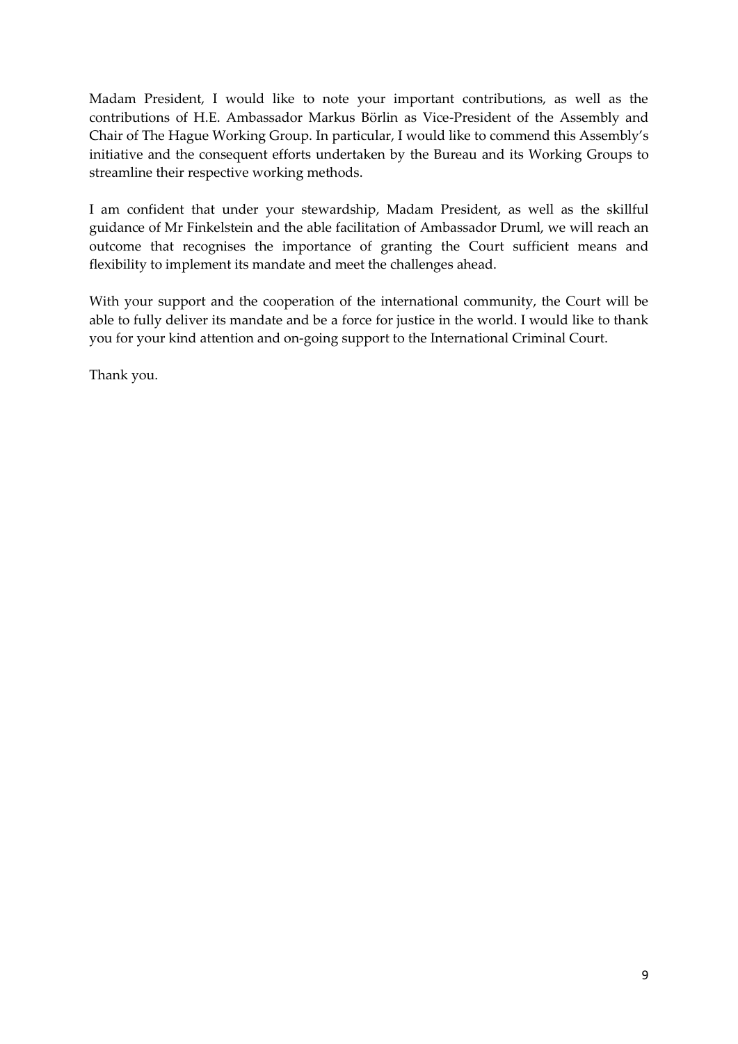Madam President, I would like to note your important contributions, as well as the contributions of H.E. Ambassador Markus Börlin as Vice-President of the Assembly and Chair of The Hague Working Group. In particular, I would like to commend this Assembly's initiative and the consequent efforts undertaken by the Bureau and its Working Groups to streamline their respective working methods.

I am confident that under your stewardship, Madam President, as well as the skillful guidance of Mr Finkelstein and the able facilitation of Ambassador Druml, we will reach an outcome that recognises the importance of granting the Court sufficient means and flexibility to implement its mandate and meet the challenges ahead.

With your support and the cooperation of the international community, the Court will be able to fully deliver its mandate and be a force for justice in the world. I would like to thank you for your kind attention and on-going support to the International Criminal Court.

Thank you.